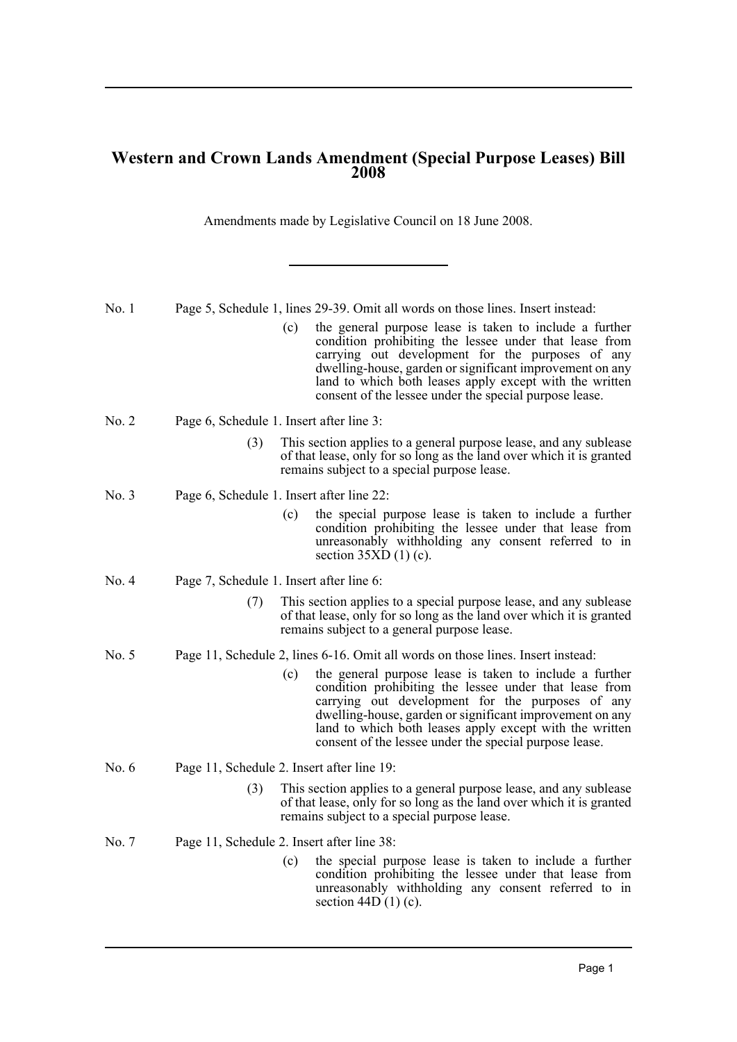# Western and Crown Lands Amendment (Special Purpose Leases) Bill 2008

Amendments made by Legislative Council on 18 June 2008.

---

No. 1 Page 5, Schedule 1, lines 29-39. Omit all words on those lines. Insert instead:

> (c) the general purpose lease is taken to include a further condition prohibiting the lessee under that lease from carrying out development for the purposes of any dwelling-house, garden or significant improvement on any land to which both leases apply except with the written consent of the lessee under the special purpose lease.

No. 2 Page 6, Schedule 1. Insert after line 3:

> (3) This section applies to a general purpose lease, and any sublease of that lease, only for so long as the land over which it is granted remains subject to a special purpose lease.

No. 3 Page 6, Schedule 1. Insert after line 22:

> (c) the special purpose lease is taken to include a further condition prohibiting the lessee under that lease from unreasonably withholding any consent referred to in section 35XD (1) (c).

No. 4 Page 7, Schedule 1. Insert after line 6:

> (7) This section applies to a special purpose lease, and any sublease of that lease, only for so long as the land over which it is granted remains subject to a general purpose lease.

No. 5 Page 11, Schedule 2, lines 6-16. Omit all words on those lines. Insert instead:

> (c) the general purpose lease is taken to include a further condition prohibiting the lessee under that lease from carrying out development for the purposes of any dwelling-house, garden or significant improvement on any land to which both leases apply except with the written consent of the lessee under the special purpose lease.

No. 6 Page 11, Schedule 2. Insert after line 19:

> (3) This section applies to a general purpose lease, and any sublease of that lease, only for so long as the land over which it is granted remains subject to a special purpose lease.

No. 7 Page 11, Schedule 2. Insert after line 38:

> (c) the special purpose lease is taken to include a further condition prohibiting the lessee under that lease from unreasonably withholding any consent referred to in section 44D (1) (c).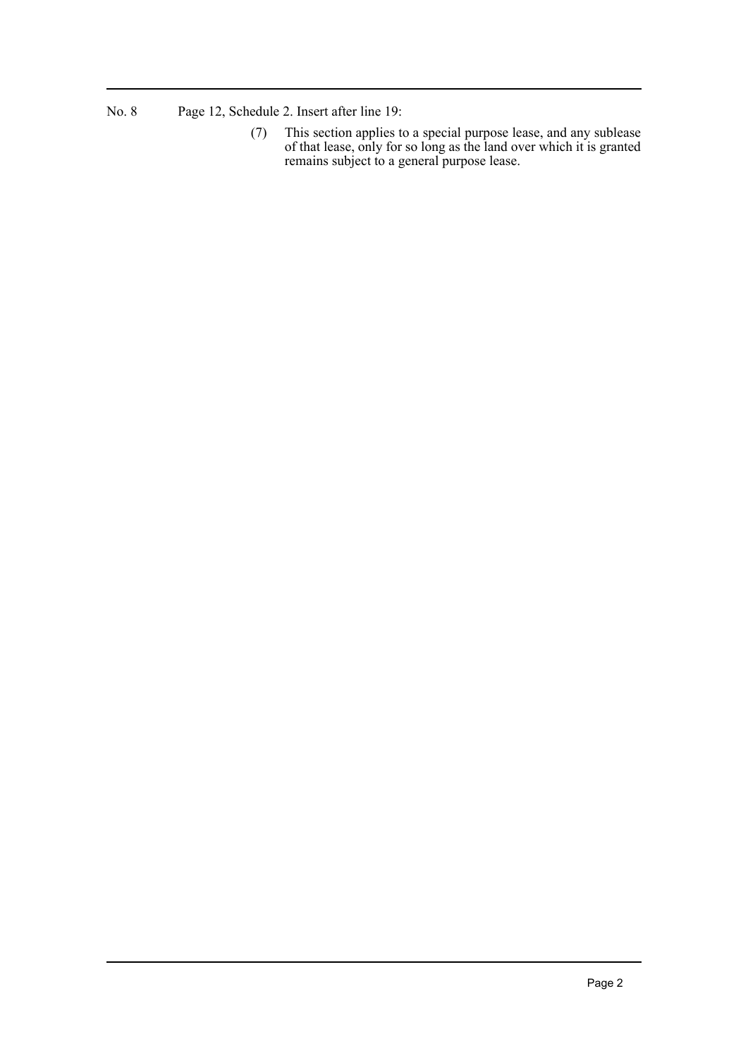No. 8 Page 12, Schedule 2. Insert after line 19:

(7) This section applies to a special purpose lease, and any sublease of that lease, only for so long as the land over which it is granted remains subject to a general purpose lease.